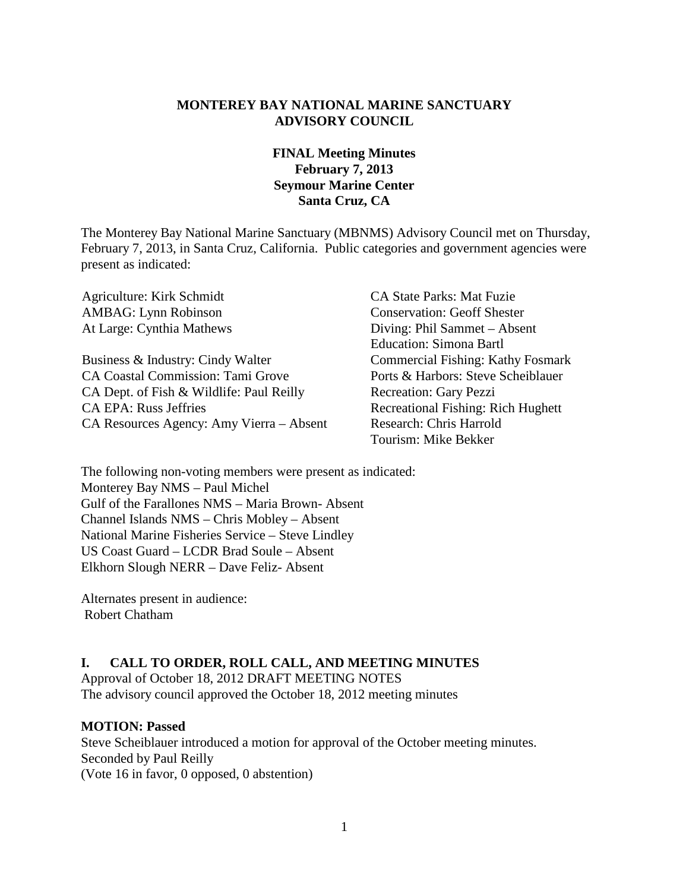**MONTEREY BAY NATIONAL MARINE SANCTUARY**
**ADVISORY COUNCIL**

**FINAL Meeting Minutes**
**February 7, 2013**
**Seymour Marine Center**
**Santa Cruz, CA**

The Monterey Bay National Marine Sanctuary (MBNMS) Advisory Council met on Thursday, February 7, 2013, in Santa Cruz, California. Public categories and government agencies were present as indicated:

Agriculture: Kirk Schmidt
AMBAG: Lynn Robinson
At Large: Cynthia Mathews

Business & Industry: Cindy Walter
CA Coastal Commission: Tami Grove
CA Dept. of Fish & Wildlife: Paul Reilly
CA EPA: Russ Jeffries
CA Resources Agency: Amy Vierra – Absent

CA State Parks: Mat Fuzie
Conservation: Geoff Shester
Diving: Phil Sammet – Absent
Education: Simona Bartl
Commercial Fishing: Kathy Fosmark
Ports & Harbors: Steve Scheiblauer
Recreation: Gary Pezzi
Recreational Fishing: Rich Hughett
Research: Chris Harrold
Tourism: Mike Bekker

The following non-voting members were present as indicated:
Monterey Bay NMS – Paul Michel
Gulf of the Farallones NMS – Maria Brown- Absent
Channel Islands NMS – Chris Mobley – Absent
National Marine Fisheries Service – Steve Lindley
US Coast Guard – LCDR Brad Soule – Absent
Elkhorn Slough NERR – Dave Feliz- Absent

Alternates present in audience:
Robert Chatham

## I. CALL TO ORDER, ROLL CALL, AND MEETING MINUTES

Approval of October 18, 2012 DRAFT MEETING NOTES
The advisory council approved the October 18, 2012 meeting minutes

**MOTION: Passed**
Steve Scheiblauer introduced a motion for approval of the October meeting minutes.
Seconded by Paul Reilly
(Vote 16 in favor, 0 opposed, 0 abstention)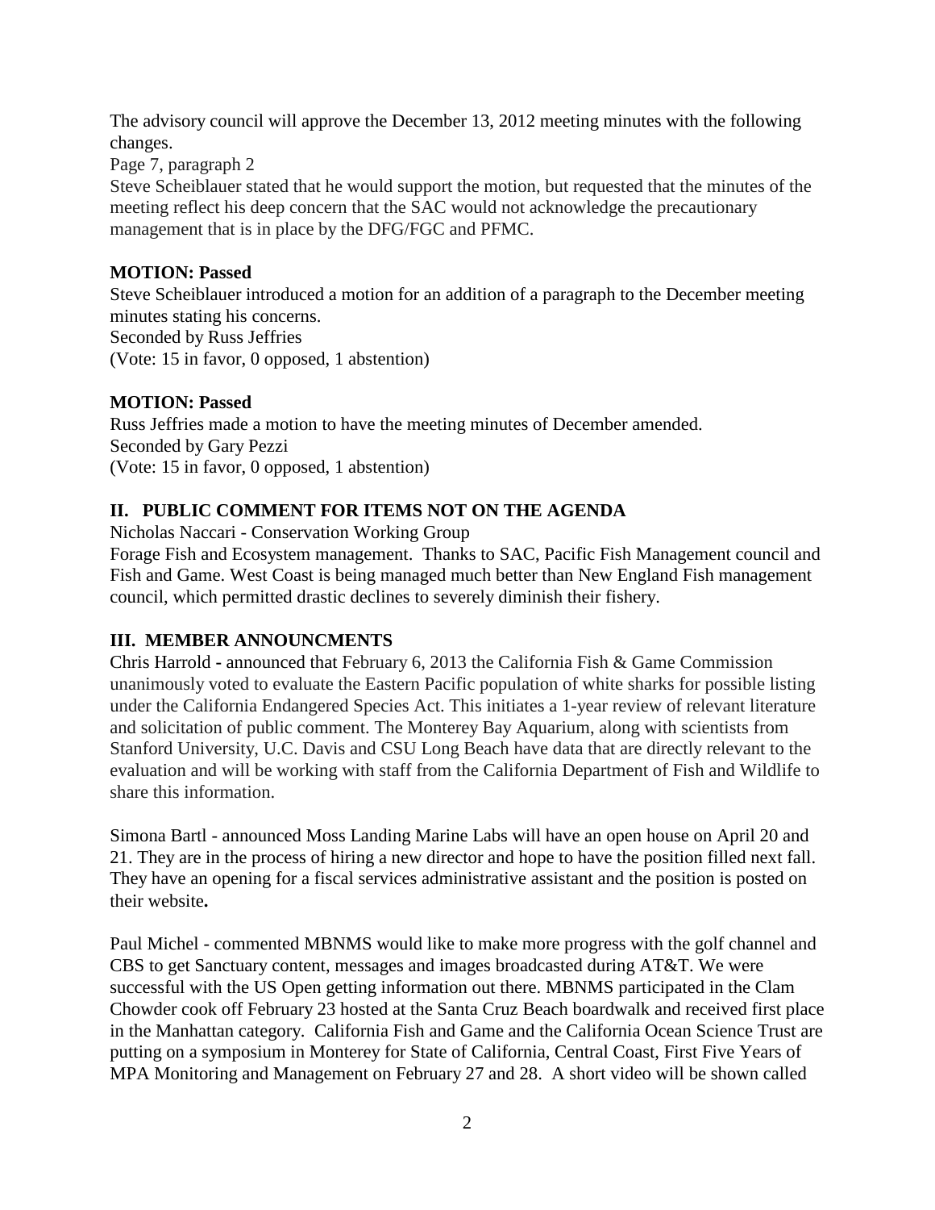The advisory council will approve the December 13, 2012 meeting minutes with the following changes.

Page 7, paragraph 2

Steve Scheiblauer stated that he would support the motion, but requested that the minutes of the meeting reflect his deep concern that the SAC would not acknowledge the precautionary management that is in place by the DFG/FGC and PFMC.

**MOTION: Passed**

Steve Scheiblauer introduced a motion for an addition of a paragraph to the December meeting minutes stating his concerns.

Seconded by Russ Jeffries

(Vote: 15 in favor, 0 opposed, 1 abstention)

**MOTION: Passed**

Russ Jeffries made a motion to have the meeting minutes of December amended.

Seconded by Gary Pezzi

(Vote: 15 in favor, 0 opposed, 1 abstention)

## II. PUBLIC COMMENT FOR ITEMS NOT ON THE AGENDA

Nicholas Naccari - Conservation Working Group

Forage Fish and Ecosystem management. Thanks to SAC, Pacific Fish Management council and Fish and Game. West Coast is being managed much better than New England Fish management council, which permitted drastic declines to severely diminish their fishery.

## III. MEMBER ANNOUNCMENTS

Chris Harrold - announced that February 6, 2013 the California Fish & Game Commission unanimously voted to evaluate the Eastern Pacific population of white sharks for possible listing under the California Endangered Species Act. This initiates a 1-year review of relevant literature and solicitation of public comment. The Monterey Bay Aquarium, along with scientists from Stanford University, U.C. Davis and CSU Long Beach have data that are directly relevant to the evaluation and will be working with staff from the California Department of Fish and Wildlife to share this information.

Simona Bartl - announced Moss Landing Marine Labs will have an open house on April 20 and 21. They are in the process of hiring a new director and hope to have the position filled next fall. They have an opening for a fiscal services administrative assistant and the position is posted on their website**.**

Paul Michel - commented MBNMS would like to make more progress with the golf channel and CBS to get Sanctuary content, messages and images broadcasted during AT&T. We were successful with the US Open getting information out there. MBNMS participated in the Clam Chowder cook off February 23 hosted at the Santa Cruz Beach boardwalk and received first place in the Manhattan category. California Fish and Game and the California Ocean Science Trust are putting on a symposium in Monterey for State of California, Central Coast, First Five Years of MPA Monitoring and Management on February 27 and 28. A short video will be shown called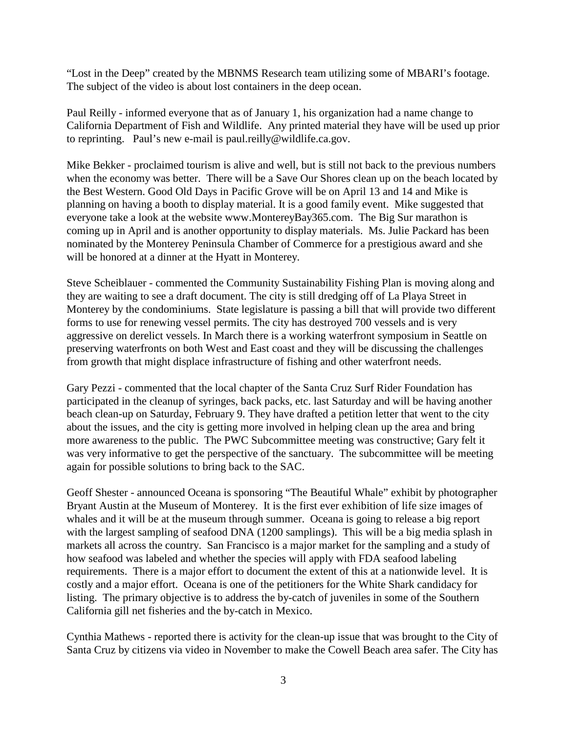"Lost in the Deep" created by the MBNMS Research team utilizing some of MBARI's footage. The subject of the video is about lost containers in the deep ocean.

Paul Reilly - informed everyone that as of January 1, his organization had a name change to California Department of Fish and Wildlife. Any printed material they have will be used up prior to reprinting. Paul's new e-mail is paul.reilly@wildlife.ca.gov.

Mike Bekker - proclaimed tourism is alive and well, but is still not back to the previous numbers when the economy was better. There will be a Save Our Shores clean up on the beach located by the Best Western. Good Old Days in Pacific Grove will be on April 13 and 14 and Mike is planning on having a booth to display material. It is a good family event. Mike suggested that everyone take a look at the website www.MontereyBay365.com. The Big Sur marathon is coming up in April and is another opportunity to display materials. Ms. Julie Packard has been nominated by the Monterey Peninsula Chamber of Commerce for a prestigious award and she will be honored at a dinner at the Hyatt in Monterey.

Steve Scheiblauer - commented the Community Sustainability Fishing Plan is moving along and they are waiting to see a draft document. The city is still dredging off of La Playa Street in Monterey by the condominiums. State legislature is passing a bill that will provide two different forms to use for renewing vessel permits. The city has destroyed 700 vessels and is very aggressive on derelict vessels. In March there is a working waterfront symposium in Seattle on preserving waterfronts on both West and East coast and they will be discussing the challenges from growth that might displace infrastructure of fishing and other waterfront needs.

Gary Pezzi - commented that the local chapter of the Santa Cruz Surf Rider Foundation has participated in the cleanup of syringes, back packs, etc. last Saturday and will be having another beach clean-up on Saturday, February 9. They have drafted a petition letter that went to the city about the issues, and the city is getting more involved in helping clean up the area and bring more awareness to the public. The PWC Subcommittee meeting was constructive; Gary felt it was very informative to get the perspective of the sanctuary. The subcommittee will be meeting again for possible solutions to bring back to the SAC.

Geoff Shester - announced Oceana is sponsoring "The Beautiful Whale" exhibit by photographer Bryant Austin at the Museum of Monterey. It is the first ever exhibition of life size images of whales and it will be at the museum through summer. Oceana is going to release a big report with the largest sampling of seafood DNA (1200 samplings). This will be a big media splash in markets all across the country. San Francisco is a major market for the sampling and a study of how seafood was labeled and whether the species will apply with FDA seafood labeling requirements. There is a major effort to document the extent of this at a nationwide level. It is costly and a major effort. Oceana is one of the petitioners for the White Shark candidacy for listing. The primary objective is to address the by-catch of juveniles in some of the Southern California gill net fisheries and the by-catch in Mexico.

Cynthia Mathews - reported there is activity for the clean-up issue that was brought to the City of Santa Cruz by citizens via video in November to make the Cowell Beach area safer. The City has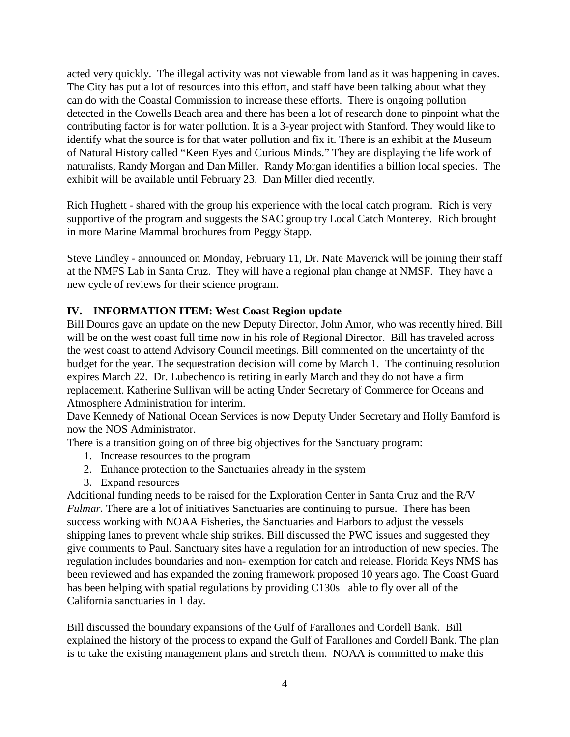acted very quickly. The illegal activity was not viewable from land as it was happening in caves. The City has put a lot of resources into this effort, and staff have been talking about what they can do with the Coastal Commission to increase these efforts. There is ongoing pollution detected in the Cowells Beach area and there has been a lot of research done to pinpoint what the contributing factor is for water pollution. It is a 3-year project with Stanford. They would like to identify what the source is for that water pollution and fix it. There is an exhibit at the Museum of Natural History called "Keen Eyes and Curious Minds." They are displaying the life work of naturalists, Randy Morgan and Dan Miller. Randy Morgan identifies a billion local species. The exhibit will be available until February 23. Dan Miller died recently.

Rich Hughett - shared with the group his experience with the local catch program. Rich is very supportive of the program and suggests the SAC group try Local Catch Monterey. Rich brought in more Marine Mammal brochures from Peggy Stapp.

Steve Lindley - announced on Monday, February 11, Dr. Nate Maverick will be joining their staff at the NMFS Lab in Santa Cruz. They will have a regional plan change at NMSF. They have a new cycle of reviews for their science program.

**IV. INFORMATION ITEM: West Coast Region update**

Bill Douros gave an update on the new Deputy Director, John Amor, who was recently hired. Bill will be on the west coast full time now in his role of Regional Director. Bill has traveled across the west coast to attend Advisory Council meetings. Bill commented on the uncertainty of the budget for the year. The sequestration decision will come by March 1. The continuing resolution expires March 22. Dr. Lubechenco is retiring in early March and they do not have a firm replacement. Katherine Sullivan will be acting Under Secretary of Commerce for Oceans and Atmosphere Administration for interim.

Dave Kennedy of National Ocean Services is now Deputy Under Secretary and Holly Bamford is now the NOS Administrator.

There is a transition going on of three big objectives for the Sanctuary program:

1. Increase resources to the program
2. Enhance protection to the Sanctuaries already in the system
3. Expand resources

Additional funding needs to be raised for the Exploration Center in Santa Cruz and the R/V *Fulmar*. There are a lot of initiatives Sanctuaries are continuing to pursue. There has been success working with NOAA Fisheries, the Sanctuaries and Harbors to adjust the vessels shipping lanes to prevent whale ship strikes. Bill discussed the PWC issues and suggested they give comments to Paul. Sanctuary sites have a regulation for an introduction of new species. The regulation includes boundaries and non- exemption for catch and release. Florida Keys NMS has been reviewed and has expanded the zoning framework proposed 10 years ago. The Coast Guard has been helping with spatial regulations by providing C130s able to fly over all of the California sanctuaries in 1 day.

Bill discussed the boundary expansions of the Gulf of Farallones and Cordell Bank. Bill explained the history of the process to expand the Gulf of Farallones and Cordell Bank. The plan is to take the existing management plans and stretch them. NOAA is committed to make this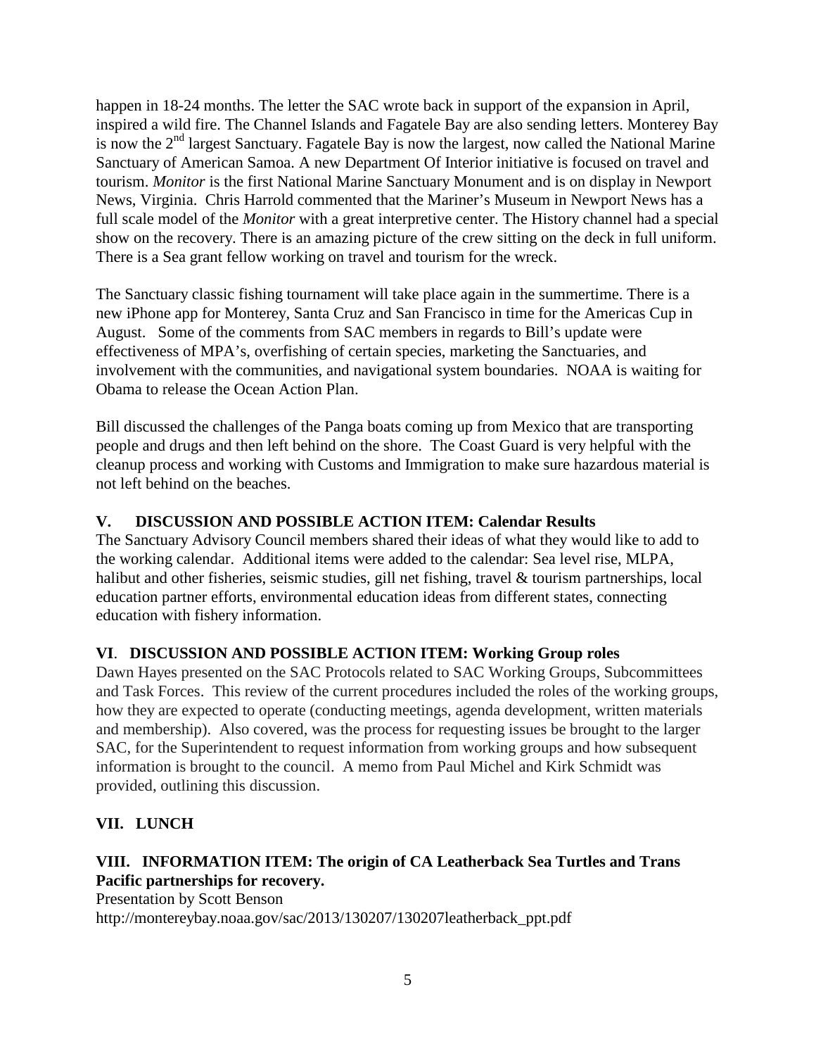happen in 18-24 months. The letter the SAC wrote back in support of the expansion in April, inspired a wild fire. The Channel Islands and Fagatele Bay are also sending letters. Monterey Bay is now the 2nd largest Sanctuary. Fagatele Bay is now the largest, now called the National Marine Sanctuary of American Samoa. A new Department Of Interior initiative is focused on travel and tourism. *Monitor* is the first National Marine Sanctuary Monument and is on display in Newport News, Virginia. Chris Harrold commented that the Mariner's Museum in Newport News has a full scale model of the *Monitor* with a great interpretive center. The History channel had a special show on the recovery. There is an amazing picture of the crew sitting on the deck in full uniform. There is a Sea grant fellow working on travel and tourism for the wreck.

The Sanctuary classic fishing tournament will take place again in the summertime. There is a new iPhone app for Monterey, Santa Cruz and San Francisco in time for the Americas Cup in August. Some of the comments from SAC members in regards to Bill's update were effectiveness of MPA's, overfishing of certain species, marketing the Sanctuaries, and involvement with the communities, and navigational system boundaries. NOAA is waiting for Obama to release the Ocean Action Plan.

Bill discussed the challenges of the Panga boats coming up from Mexico that are transporting people and drugs and then left behind on the shore. The Coast Guard is very helpful with the cleanup process and working with Customs and Immigration to make sure hazardous material is not left behind on the beaches.

## V. DISCUSSION AND POSSIBLE ACTION ITEM: Calendar Results

The Sanctuary Advisory Council members shared their ideas of what they would like to add to the working calendar. Additional items were added to the calendar: Sea level rise, MLPA, halibut and other fisheries, seismic studies, gill net fishing, travel & tourism partnerships, local education partner efforts, environmental education ideas from different states, connecting education with fishery information.

## VI. DISCUSSION AND POSSIBLE ACTION ITEM: Working Group roles

Dawn Hayes presented on the SAC Protocols related to SAC Working Groups, Subcommittees and Task Forces. This review of the current procedures included the roles of the working groups, how they are expected to operate (conducting meetings, agenda development, written materials and membership). Also covered, was the process for requesting issues be brought to the larger SAC, for the Superintendent to request information from working groups and how subsequent information is brought to the council. A memo from Paul Michel and Kirk Schmidt was provided, outlining this discussion.

## VII. LUNCH

## VIII. INFORMATION ITEM: The origin of CA Leatherback Sea Turtles and Trans Pacific partnerships for recovery.

Presentation by Scott Benson
http://montereybay.noaa.gov/sac/2013/130207/130207leatherback_ppt.pdf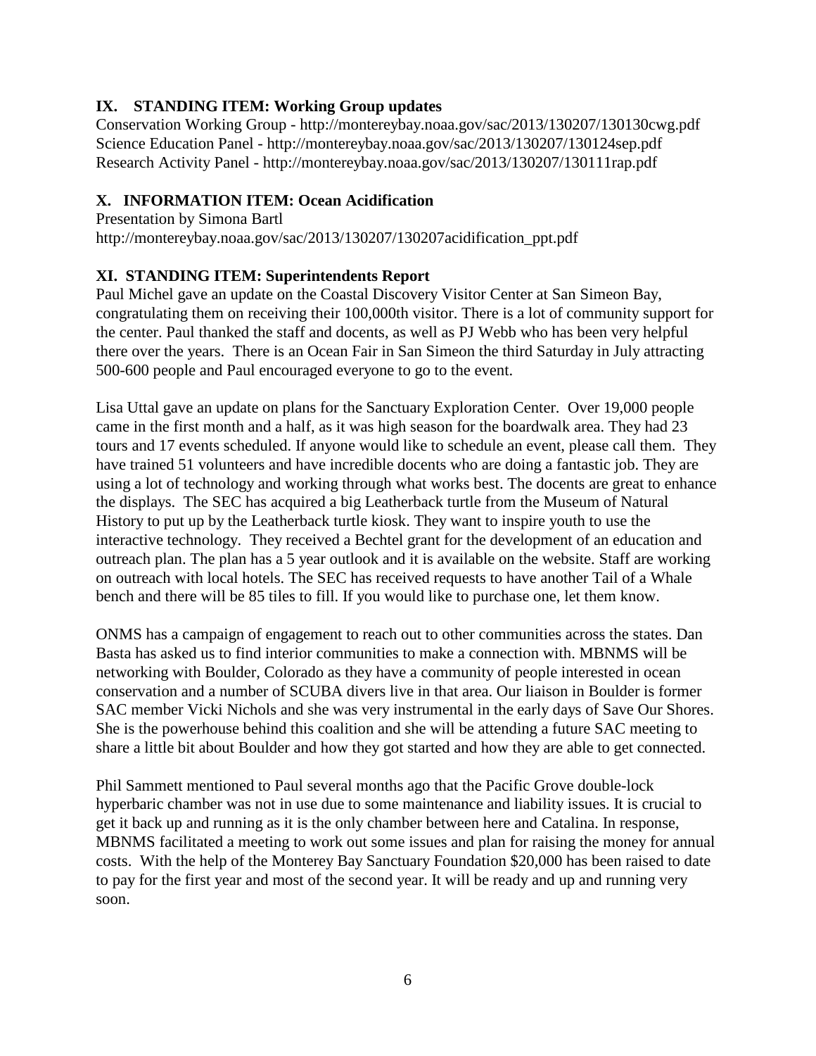### IX. STANDING ITEM: Working Group updates

Conservation Working Group - http://montereybay.noaa.gov/sac/2013/130207/130130cwg.pdf
Science Education Panel - http://montereybay.noaa.gov/sac/2013/130207/130124sep.pdf
Research Activity Panel - http://montereybay.noaa.gov/sac/2013/130207/130111rap.pdf

### X. INFORMATION ITEM: Ocean Acidification

Presentation by Simona Bartl
http://montereybay.noaa.gov/sac/2013/130207/130207acidification_ppt.pdf

### XI. STANDING ITEM: Superintendents Report

Paul Michel gave an update on the Coastal Discovery Visitor Center at San Simeon Bay, congratulating them on receiving their 100,000th visitor. There is a lot of community support for the center. Paul thanked the staff and docents, as well as PJ Webb who has been very helpful there over the years. There is an Ocean Fair in San Simeon the third Saturday in July attracting 500-600 people and Paul encouraged everyone to go to the event.

Lisa Uttal gave an update on plans for the Sanctuary Exploration Center. Over 19,000 people came in the first month and a half, as it was high season for the boardwalk area. They had 23 tours and 17 events scheduled. If anyone would like to schedule an event, please call them. They have trained 51 volunteers and have incredible docents who are doing a fantastic job. They are using a lot of technology and working through what works best. The docents are great to enhance the displays. The SEC has acquired a big Leatherback turtle from the Museum of Natural History to put up by the Leatherback turtle kiosk. They want to inspire youth to use the interactive technology. They received a Bechtel grant for the development of an education and outreach plan. The plan has a 5 year outlook and it is available on the website. Staff are working on outreach with local hotels. The SEC has received requests to have another Tail of a Whale bench and there will be 85 tiles to fill. If you would like to purchase one, let them know.

ONMS has a campaign of engagement to reach out to other communities across the states. Dan Basta has asked us to find interior communities to make a connection with. MBNMS will be networking with Boulder, Colorado as they have a community of people interested in ocean conservation and a number of SCUBA divers live in that area. Our liaison in Boulder is former SAC member Vicki Nichols and she was very instrumental in the early days of Save Our Shores. She is the powerhouse behind this coalition and she will be attending a future SAC meeting to share a little bit about Boulder and how they got started and how they are able to get connected.

Phil Sammett mentioned to Paul several months ago that the Pacific Grove double-lock hyperbaric chamber was not in use due to some maintenance and liability issues. It is crucial to get it back up and running as it is the only chamber between here and Catalina. In response, MBNMS facilitated a meeting to work out some issues and plan for raising the money for annual costs. With the help of the Monterey Bay Sanctuary Foundation $20,000 has been raised to date to pay for the first year and most of the second year. It will be ready and up and running very soon.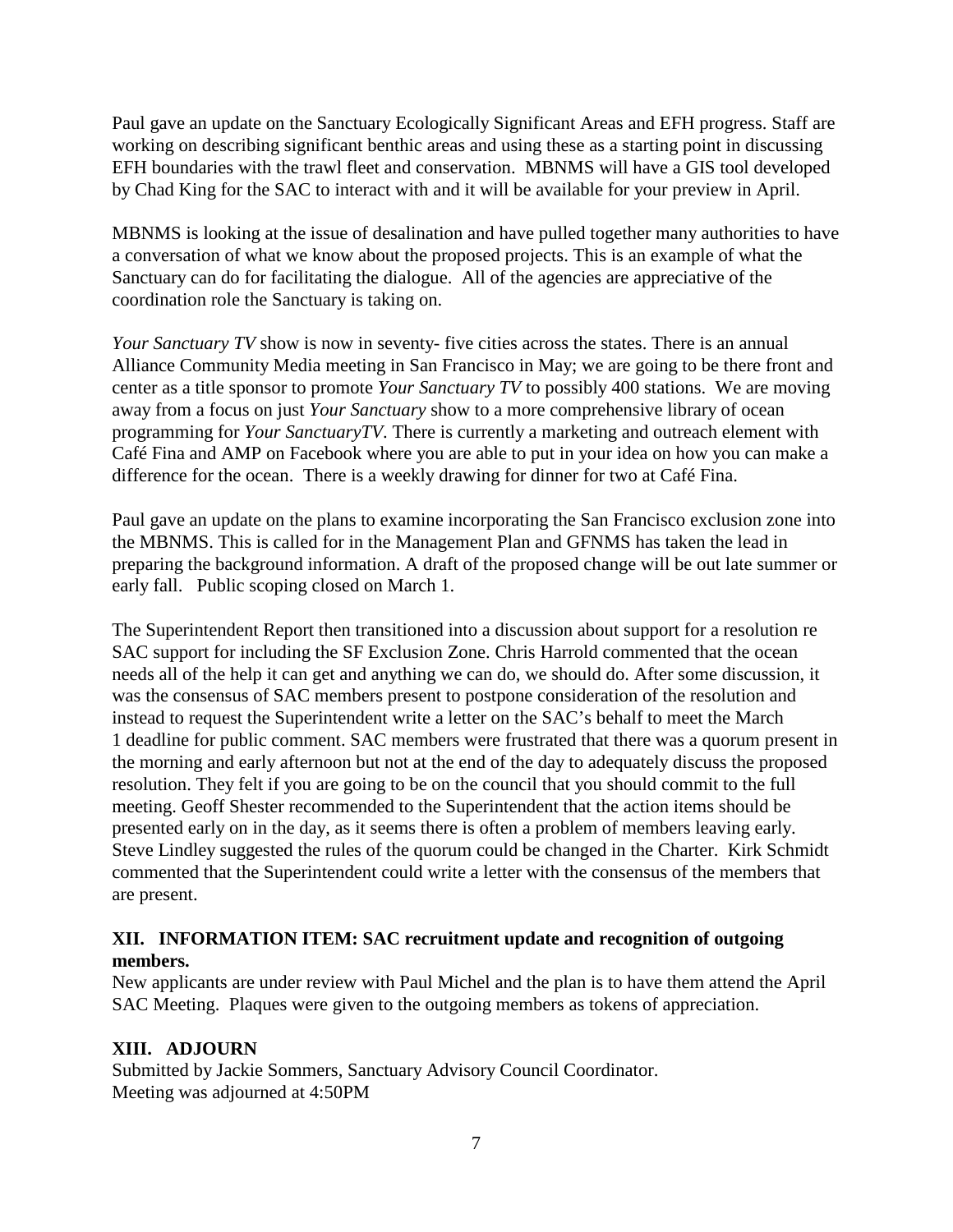Paul gave an update on the Sanctuary Ecologically Significant Areas and EFH progress. Staff are working on describing significant benthic areas and using these as a starting point in discussing EFH boundaries with the trawl fleet and conservation. MBNMS will have a GIS tool developed by Chad King for the SAC to interact with and it will be available for your preview in April.

MBNMS is looking at the issue of desalination and have pulled together many authorities to have a conversation of what we know about the proposed projects. This is an example of what the Sanctuary can do for facilitating the dialogue. All of the agencies are appreciative of the coordination role the Sanctuary is taking on.

*Your Sanctuary TV* show is now in seventy- five cities across the states. There is an annual Alliance Community Media meeting in San Francisco in May; we are going to be there front and center as a title sponsor to promote *Your Sanctuary TV* to possibly 400 stations. We are moving away from a focus on just *Your Sanctuary* show to a more comprehensive library of ocean programming for *Your SanctuaryTV*. There is currently a marketing and outreach element with Café Fina and AMP on Facebook where you are able to put in your idea on how you can make a difference for the ocean. There is a weekly drawing for dinner for two at Café Fina.

Paul gave an update on the plans to examine incorporating the San Francisco exclusion zone into the MBNMS. This is called for in the Management Plan and GFNMS has taken the lead in preparing the background information. A draft of the proposed change will be out late summer or early fall. Public scoping closed on March 1.

The Superintendent Report then transitioned into a discussion about support for a resolution re SAC support for including the SF Exclusion Zone. Chris Harrold commented that the ocean needs all of the help it can get and anything we can do, we should do. After some discussion, it was the consensus of SAC members present to postpone consideration of the resolution and instead to request the Superintendent write a letter on the SAC's behalf to meet the March 1 deadline for public comment. SAC members were frustrated that there was a quorum present in the morning and early afternoon but not at the end of the day to adequately discuss the proposed resolution. They felt if you are going to be on the council that you should commit to the full meeting. Geoff Shester recommended to the Superintendent that the action items should be presented early on in the day, as it seems there is often a problem of members leaving early. Steve Lindley suggested the rules of the quorum could be changed in the Charter. Kirk Schmidt commented that the Superintendent could write a letter with the consensus of the members that are present.

## XII. INFORMATION ITEM: SAC recruitment update and recognition of outgoing members.

New applicants are under review with Paul Michel and the plan is to have them attend the April SAC Meeting. Plaques were given to the outgoing members as tokens of appreciation.

## XIII. ADJOURN

Submitted by Jackie Sommers, Sanctuary Advisory Council Coordinator.
Meeting was adjourned at 4:50PM